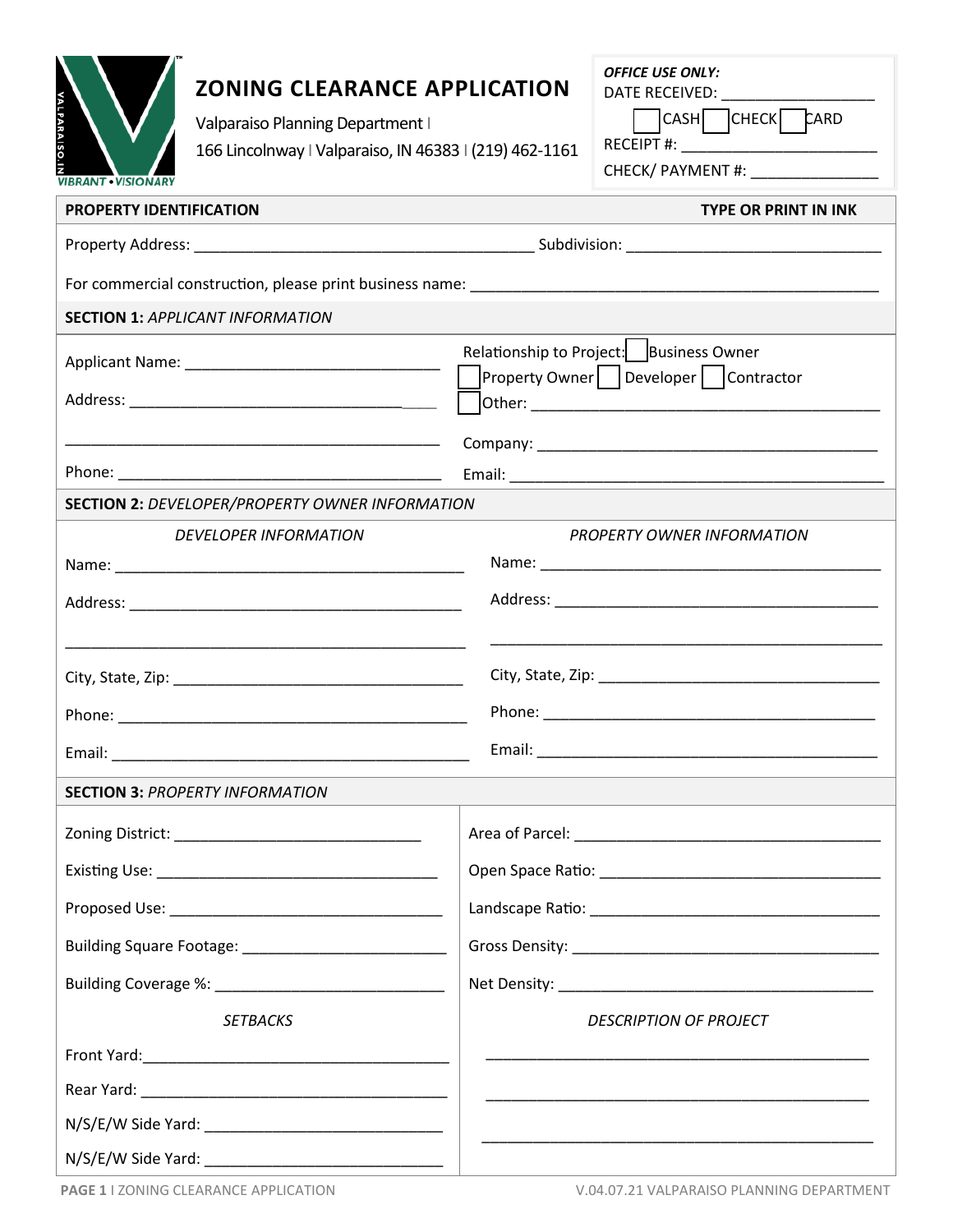# ZONING CLEARANCE APPLICATION

Valparaiso Planning Department | 166 Lincolnway | Valparaiso, IN 46383 | (219) 462-1161

*OFFICE USE ONLY:*
DATE RECEIVED: ________________
☐ CASH ☐ CHECK ☐ CARD
RECEIPT #: ______________________
CHECK/ PAYMENT #: ______________

**PROPERTY IDENTIFICATION** **TYPE OR PRINT IN INK**

Property Address: ________________________________________ Subdivision: ______________________________

For commercial construction, please print business name: ________________________________________________

**SECTION 1:** *APPLICANT INFORMATION*

Applicant Name: ______________________________

Address: ___________________________________

___________________________________________

Phone: ______________________________________

Relationship to Project: ☐ Business Owner ☐ Property Owner ☐ Developer ☐ Contractor ☐ Other: __________________________________________

Company: ________________________________________

Email: ___________________________________________

**SECTION 2:** *DEVELOPER/PROPERTY OWNER INFORMATION*

*DEVELOPER INFORMATION*

Name: ________________________________________

Address: ______________________________________

______________________________________________

City, State, Zip: _______________________________

Phone: ________________________________________

Email: _________________________________________

*PROPERTY OWNER INFORMATION*

Name: ________________________________________

Address: ______________________________________

______________________________________________

City, State, Zip: _______________________________

Phone: ________________________________________

Email: _________________________________________

**SECTION 3:** *PROPERTY INFORMATION*

Zoning District: ______________________________

Existing Use: _________________________________

Proposed Use: ________________________________

Building Square Footage: ________________________

Building Coverage %: ___________________________

Area of Parcel: ____________________________________

Open Space Ratio: _________________________________

Landscape Ratio: __________________________________

Gross Density: ____________________________________

Net Density: ______________________________________

*SETBACKS*

Front Yard:___________________________________

Rear Yard: ___________________________________

N/S/E/W Side Yard: ____________________________

N/S/E/W Side Yard: ____________________________

*DESCRIPTION OF PROJECT*

_____________________________________________

_____________________________________________

_____________________________________________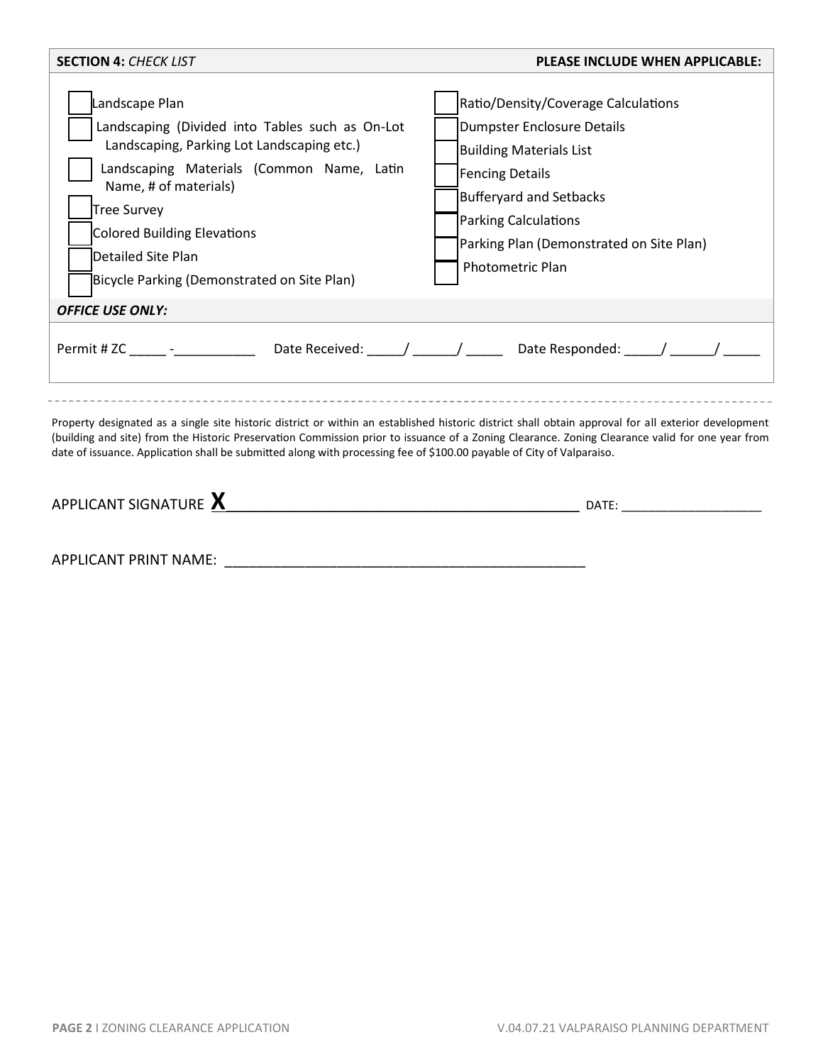**SECTION 4:** *CHECK LIST* **PLEASE INCLUDE WHEN APPLICABLE:**

- ☐ Landscape Plan
- ☐ Landscaping (Divided into Tables such as On-Lot Landscaping, Parking Lot Landscaping etc.)
- ☐ Landscaping Materials (Common Name, Latin Name, # of materials)
- ☐ Tree Survey
- ☐ Colored Building Elevations
- ☐ Detailed Site Plan
- ☐ Bicycle Parking (Demonstrated on Site Plan)
- ☐ Ratio/Density/Coverage Calculations
- ☐ Dumpster Enclosure Details
- ☐ Building Materials List
- ☐ Fencing Details
- ☐ Bufferyard and Setbacks
- ☐ Parking Calculations
- ☐ Parking Plan (Demonstrated on Site Plan)
- ☐ Photometric Plan

***OFFICE USE ONLY:***

Permit # ZC _____ -___________ Date Received: _____/ ______/ _____ Date Responded: _____/ ______/ _____

Property designated as a single site historic district or within an established historic district shall obtain approval for all exterior development (building and site) from the Historic Preservation Commission prior to issuance of a Zoning Clearance. Zoning Clearance valid for one year from date of issuance. Application shall be submitted along with processing fee of $100.00 payable of City of Valparaiso.

APPLICANT SIGNATURE **X**_____________________________________________ DATE: ____________________

APPLICANT PRINT NAME: _______________________________________________